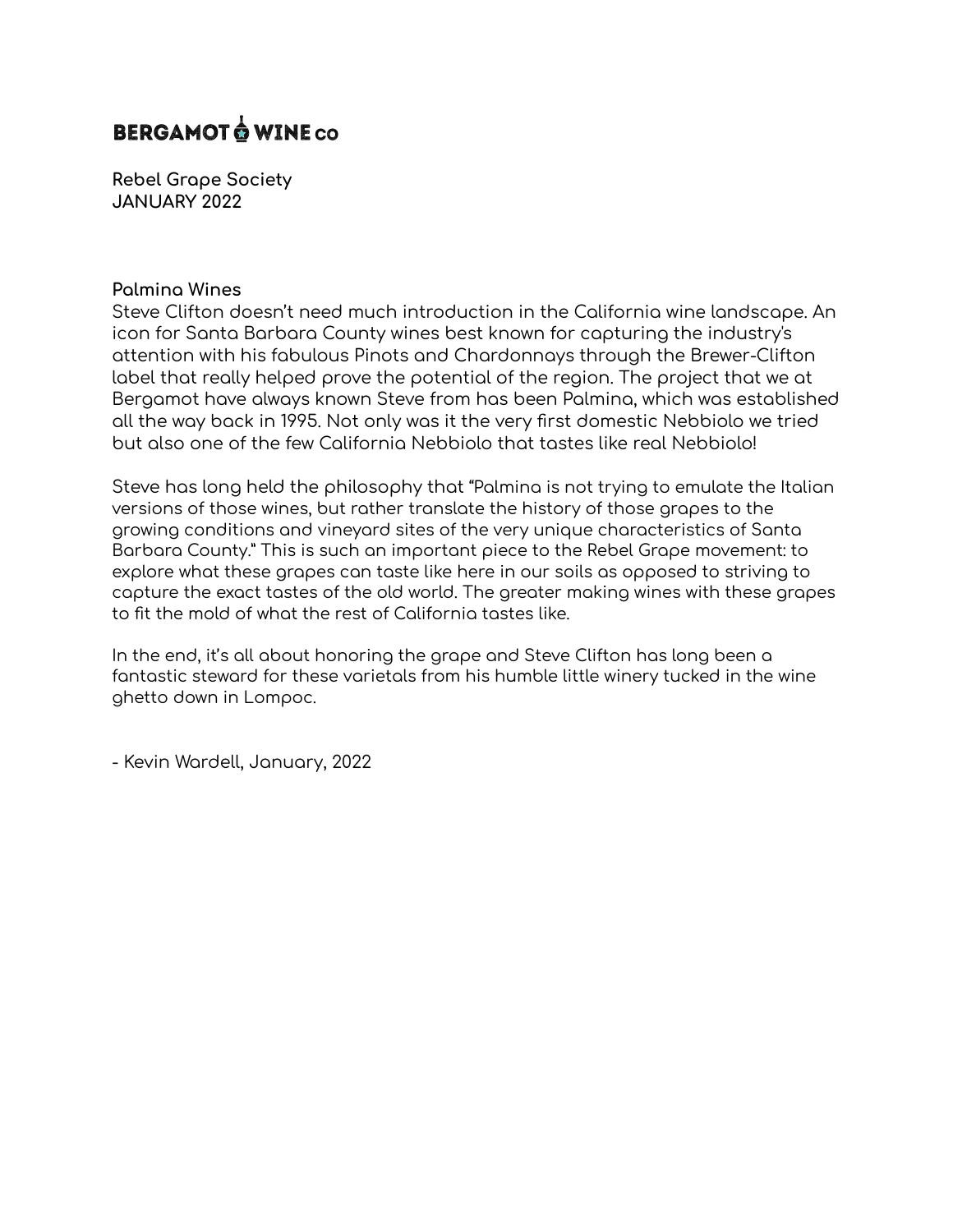# BERGAMOT WINE co

**Rebel Grape Society**
**JANUARY 2022**

**Palmina Wines**
Steve Clifton doesn't need much introduction in the California wine landscape. An icon for Santa Barbara County wines best known for capturing the industry's attention with his fabulous Pinots and Chardonnays through the Brewer-Clifton label that really helped prove the potential of the region. The project that we at Bergamot have always known Steve from has been Palmina, which was established all the way back in 1995. Not only was it the very first domestic Nebbiolo we tried but also one of the few California Nebbiolo that tastes like real Nebbiolo!

Steve has long held the philosophy that "Palmina is not trying to emulate the Italian versions of those wines, but rather translate the history of those grapes to the growing conditions and vineyard sites of the very unique characteristics of Santa Barbara County." This is such an important piece to the Rebel Grape movement: to explore what these grapes can taste like here in our soils as opposed to striving to capture the exact tastes of the old world. The greater making wines with these grapes to fit the mold of what the rest of California tastes like.

In the end, it's all about honoring the grape and Steve Clifton has long been a fantastic steward for these varietals from his humble little winery tucked in the wine ghetto down in Lompoc.

- Kevin Wardell, January, 2022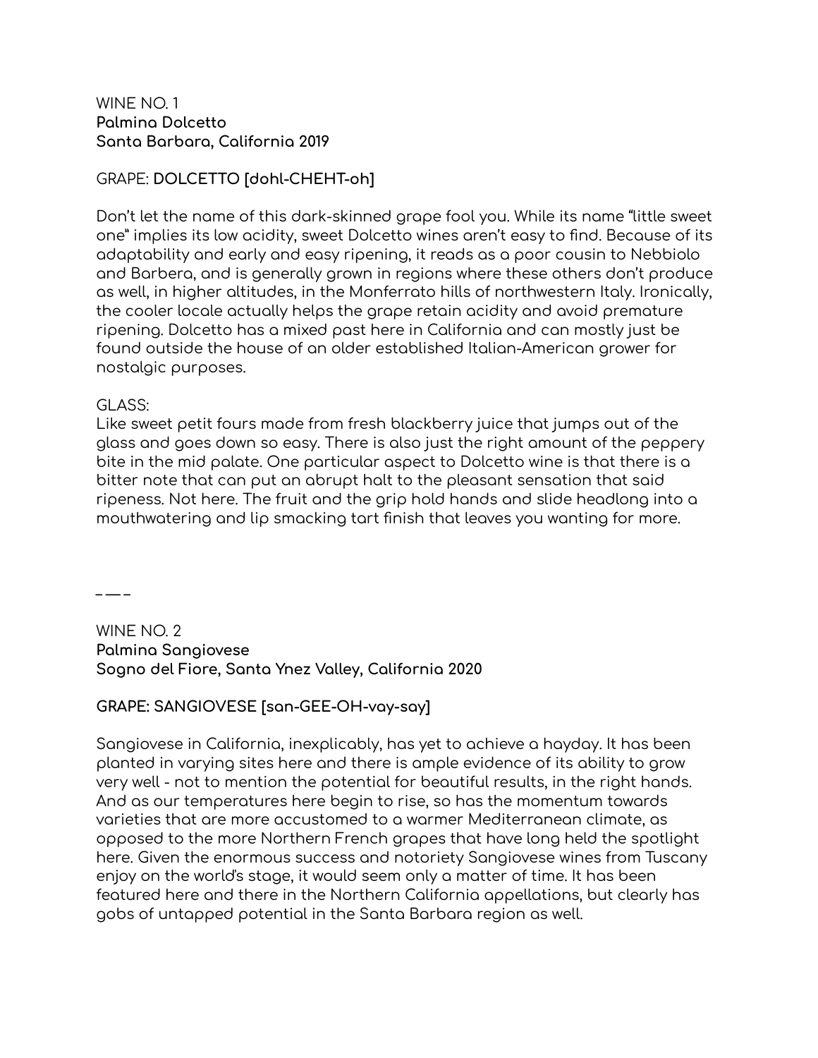WINE NO. 1
**Palmina Dolcetto**
**Santa Barbara, California 2019**

GRAPE: **DOLCETTO [dohl-CHEHT-oh]**

Don't let the name of this dark-skinned grape fool you. While its name "little sweet one" implies its low acidity, sweet Dolcetto wines aren't easy to find. Because of its adaptability and early and easy ripening, it reads as a poor cousin to Nebbiolo and Barbera, and is generally grown in regions where these others don't produce as well, in higher altitudes, in the Monferrato hills of northwestern Italy. Ironically, the cooler locale actually helps the grape retain acidity and avoid premature ripening. Dolcetto has a mixed past here in California and can mostly just be found outside the house of an older established Italian-American grower for nostalgic purposes.

GLASS:
Like sweet petit fours made from fresh blackberry juice that jumps out of the glass and goes down so easy. There is also just the right amount of the peppery bite in the mid palate. One particular aspect to Dolcetto wine is that there is a bitter note that can put an abrupt halt to the pleasant sensation that said ripeness. Not here. The fruit and the grip hold hands and slide headlong into a mouthwatering and lip smacking tart finish that leaves you wanting for more.

–—–

WINE NO. 2
**Palmina Sangiovese**
**Sogno del Fiore, Santa Ynez Valley, California 2020**

**GRAPE: SANGIOVESE [san-GEE-OH-vay-say]**

Sangiovese in California, inexplicably, has yet to achieve a hayday. It has been planted in varying sites here and there is ample evidence of its ability to grow very well - not to mention the potential for beautiful results, in the right hands. And as our temperatures here begin to rise, so has the momentum towards varieties that are more accustomed to a warmer Mediterranean climate, as opposed to the more Northern French grapes that have long held the spotlight here. Given the enormous success and notoriety Sangiovese wines from Tuscany enjoy on the world's stage, it would seem only a matter of time. It has been featured here and there in the Northern California appellations, but clearly has gobs of untapped potential in the Santa Barbara region as well.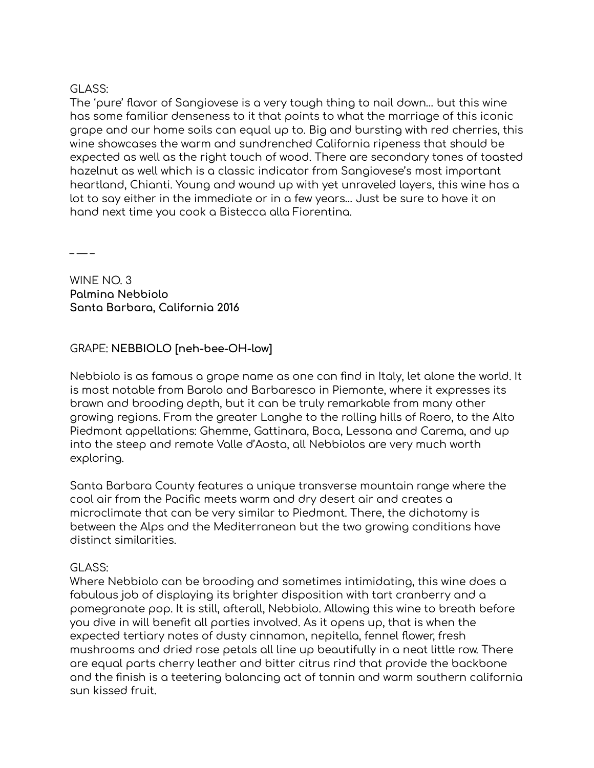GLASS:
The 'pure' flavor of Sangiovese is a very tough thing to nail down… but this wine has some familiar denseness to it that points to what the marriage of this iconic grape and our home soils can equal up to. Big and bursting with red cherries, this wine showcases the warm and sundrenched California ripeness that should be expected as well as the right touch of wood. There are secondary tones of toasted hazelnut as well which is a classic indicator from Sangiovese's most important heartland, Chianti. Young and wound up with yet unraveled layers, this wine has a lot to say either in the immediate or in a few years… Just be sure to have it on hand next time you cook a Bistecca alla Fiorentina.

_—_

WINE NO. 3
**Palmina Nebbiolo**
**Santa Barbara, California 2016**

GRAPE: **NEBBIOLO [neh-bee-OH-low]**

Nebbiolo is as famous a grape name as one can find in Italy, let alone the world. It is most notable from Barolo and Barbaresco in Piemonte, where it expresses its brawn and brooding depth, but it can be truly remarkable from many other growing regions. From the greater Langhe to the rolling hills of Roero, to the Alto Piedmont appellations: Ghemme, Gattinara, Boca, Lessona and Carema, and up into the steep and remote Valle d'Aosta, all Nebbiolos are very much worth exploring.

Santa Barbara County features a unique transverse mountain range where the cool air from the Pacific meets warm and dry desert air and creates a microclimate that can be very similar to Piedmont. There, the dichotomy is between the Alps and the Mediterranean but the two growing conditions have distinct similarities.

GLASS:
Where Nebbiolo can be brooding and sometimes intimidating, this wine does a fabulous job of displaying its brighter disposition with tart cranberry and a pomegranate pop. It is still, afterall, Nebbiolo. Allowing this wine to breath before you dive in will benefit all parties involved. As it opens up, that is when the expected tertiary notes of dusty cinnamon, nepitella, fennel flower, fresh mushrooms and dried rose petals all line up beautifully in a neat little row. There are equal parts cherry leather and bitter citrus rind that provide the backbone and the finish is a teetering balancing act of tannin and warm southern california sun kissed fruit.